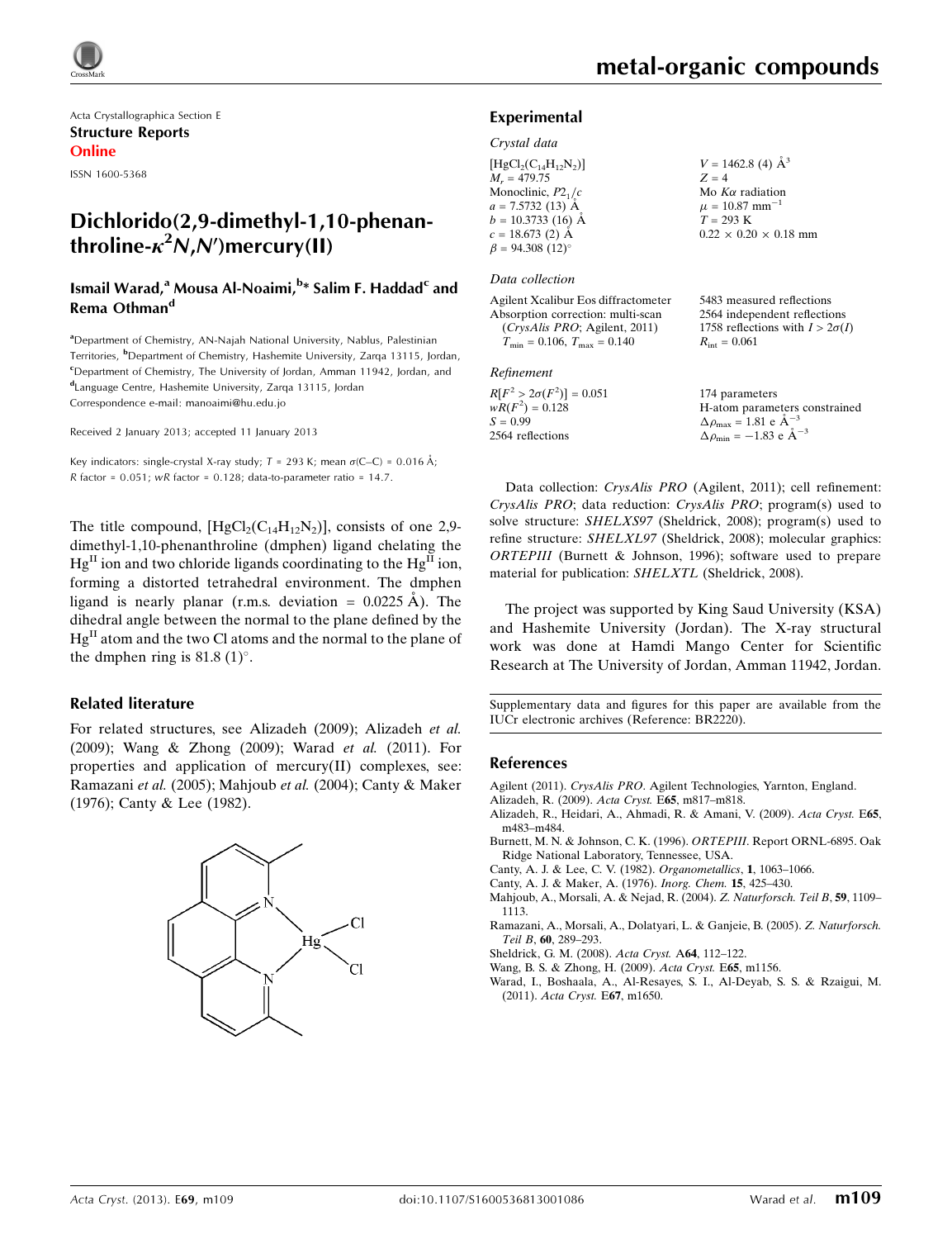Acta Crystallographica Section E
**Structure Reports Online**
ISSN 1600-5368

# Dichlorido(2,9-dimethyl-1,10-phenanthroline-$\kappa^2N,N'$)mercury(II)

**Ismail Warad,[a] Mousa Al-Noaimi,[b]* Salim F. Haddad[c] and Rema Othman[d]**

[a]Department of Chemistry, AN-Najah National University, Nablus, Palestinian Territories, [b]Department of Chemistry, Hashemite University, Zarqa 13115, Jordan, [c]Department of Chemistry, The University of Jordan, Amman 11942, Jordan, and [d]Language Centre, Hashemite University, Zarqa 13115, Jordan
Correspondence e-mail: manoaimi@hu.edu.jo

Received 2 January 2013; accepted 11 January 2013

Key indicators: single-crystal X-ray study; $T$ = 293 K; mean $\sigma$(C–C) = 0.016 Å; $R$ factor = 0.051; $wR$ factor = 0.128; data-to-parameter ratio = 14.7.

The title compound, $[HgCl_2(C_{14}H_{12}N_2)]$, consists of one 2,9-dimethyl-1,10-phenanthroline (dmphen) ligand chelating the $Hg^{II}$ ion and two chloride ligands coordinating to the $Hg^{II}$ ion, forming a distorted tetrahedral environment. The dmphen ligand is nearly planar (r.m.s. deviation = 0.0225 Å). The dihedral angle between the normal to the plane defined by the $Hg^{II}$ atom and the two Cl atoms and the normal to the plane of the dmphen ring is 81.8 (1)°.

## Related literature

For related structures, see Alizadeh (2009); Alizadeh *et al.* (2009); Wang & Zhong (2009); Warad *et al.* (2011). For properties and application of mercury(II) complexes, see: Ramazani *et al.* (2005); Mahjoub *et al.* (2004); Canty & Maker (1976); Canty & Lee (1982).

## Experimental

### Crystal data

$[HgCl_2(C_{14}H_{12}N_2)]$
$M_r$ = 479.75
Monoclinic, $P2_1/c$
$a$ = 7.5732 (13) Å
$b$ = 10.3733 (16) Å
$c$ = 18.673 (2) Å
$\beta$ = 94.308 (12)°
$V$ = 1462.8 (4) Å$^3$
$Z$ = 4
Mo $K\alpha$ radiation
$\mu$ = 10.87 mm$^{-1}$
$T$ = 293 K
0.22 × 0.20 × 0.18 mm

### Data collection

Agilent Xcalibur Eos diffractometer
Absorption correction: multi-scan (*CrysAlis PRO*; Agilent, 2011)
$T_{min}$ = 0.106, $T_{max}$ = 0.140
5483 measured reflections
2564 independent reflections
1758 reflections with $I > 2\sigma(I)$
$R_{int}$ = 0.061

### Refinement

$R[F^2 > 2\sigma(F^2)]$ = 0.051
$wR(F^2)$ = 0.128
$S$ = 0.99
2564 reflections
174 parameters
H-atom parameters constrained
$\Delta\rho_{max}$ = 1.81 e Å$^{-3}$
$\Delta\rho_{min}$ = −1.83 e Å$^{-3}$

Data collection: *CrysAlis PRO* (Agilent, 2011); cell refinement: *CrysAlis PRO*; data reduction: *CrysAlis PRO*; program(s) used to solve structure: *SHELXS97* (Sheldrick, 2008); program(s) used to refine structure: *SHELXL97* (Sheldrick, 2008); molecular graphics: *ORTEPIII* (Burnett & Johnson, 1996); software used to prepare material for publication: *SHELXTL* (Sheldrick, 2008).

The project was supported by King Saud University (KSA) and Hashemite University (Jordan). The X-ray structural work was done at Hamdi Mango Center for Scientific Research at The University of Jordan, Amman 11942, Jordan.

Supplementary data and figures for this paper are available from the IUCr electronic archives (Reference: BR2220).

## References

Agilent (2011). *CrysAlis PRO*. Agilent Technologies, Yarnton, England.
Alizadeh, R. (2009). *Acta Cryst.* E**65**, m817–m818.
Alizadeh, R., Heidari, A., Ahmadi, R. & Amani, V. (2009). *Acta Cryst.* E**65**, m483–m484.
Burnett, M. N. & Johnson, C. K. (1996). *ORTEPIII*. Report ORNL-6895. Oak Ridge National Laboratory, Tennessee, USA.
Canty, A. J. & Lee, C. V. (1982). *Organometallics*, **1**, 1063–1066.
Canty, A. J. & Maker, A. (1976). *Inorg. Chem.* **15**, 425–430.
Mahjoub, A., Morsali, A. & Nejad, R. (2004). *Z. Naturforsch. Teil B*, **59**, 1109–1113.
Ramazani, A., Morsali, A., Dolatyari, L. & Ganjeie, B. (2005). *Z. Naturforsch. Teil B*, **60**, 289–293.
Sheldrick, G. M. (2008). *Acta Cryst.* A**64**, 112–122.
Wang, B. S. & Zhong, H. (2009). *Acta Cryst.* E**65**, m1156.
Warad, I., Boshaala, A., Al-Resayes, S. I., Al-Deyab, S. S. & Rzaigui, M. (2011). *Acta Cryst.* E**67**, m1650.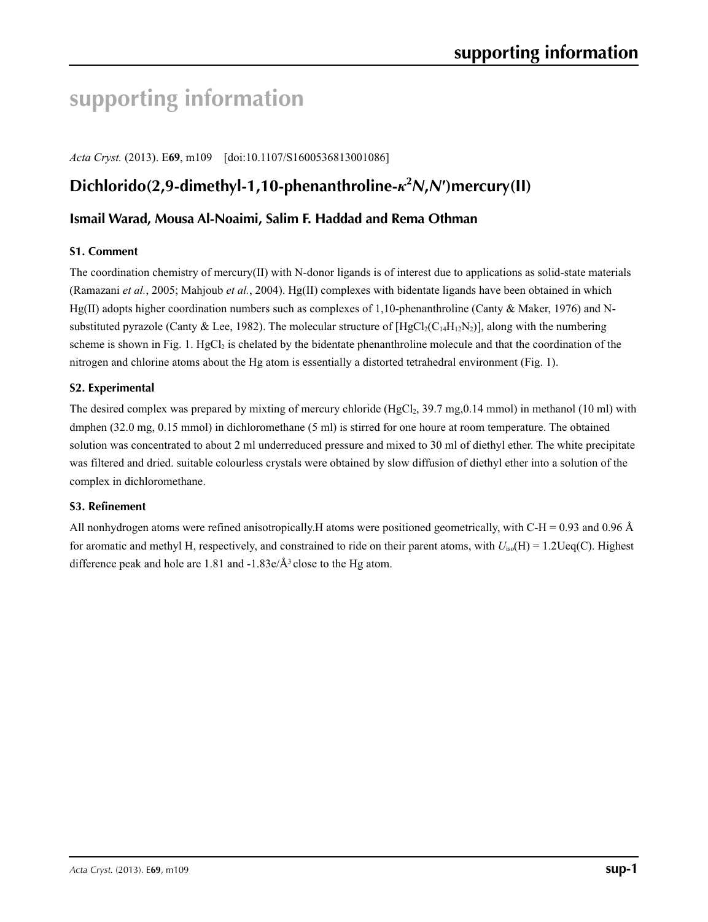# supporting information

*Acta Cryst.* (2013). E**69**, m109 [doi:10.1107/S1600536813001086]

## Dichlorido(2,9-dimethyl-1,10-phenanthroline-$\kappa^2N,N'$)mercury(II)

### Ismail Warad, Mousa Al-Noaimi, Salim F. Haddad and Rema Othman

#### S1. Comment

The coordination chemistry of mercury(II) with N-donor ligands is of interest due to applications as solid-state materials (Ramazani *et al.*, 2005; Mahjoub *et al.*, 2004). Hg(II) complexes with bidentate ligands have been obtained in which Hg(II) adopts higher coordination numbers such as complexes of 1,10-phenanthroline (Canty & Maker, 1976) and N-substituted pyrazole (Canty & Lee, 1982). The molecular structure of $[HgCl_2(C_{14}H_{12}N_2)]$, along with the numbering scheme is shown in Fig. 1. $HgCl_2$ is chelated by the bidentate phenanthroline molecule and that the coordination of the nitrogen and chlorine atoms about the Hg atom is essentially a distorted tetrahedral environment (Fig. 1).

#### S2. Experimental

The desired complex was prepared by mixting of mercury chloride ($HgCl_2$, 39.7 mg,0.14 mmol) in methanol (10 ml) with dmphen (32.0 mg, 0.15 mmol) in dichloromethane (5 ml) is stirred for one houre at room temperature. The obtained solution was concentrated to about 2 ml underreduced pressure and mixed to 30 ml of diethyl ether. The white precipitate was filtered and dried. suitable colourless crystals were obtained by slow diffusion of diethyl ether into a solution of the complex in dichloromethane.

#### S3. Refinement

All nonhydrogen atoms were refined anisotropically.H atoms were positioned geometrically, with C-H = 0.93 and 0.96 Å for aromatic and methyl H, respectively, and constrained to ride on their parent atoms, with $U_{iso}$(H) = 1.2Ueq(C). Highest difference peak and hole are 1.81 and -1.83e/Å$^3$ close to the Hg atom.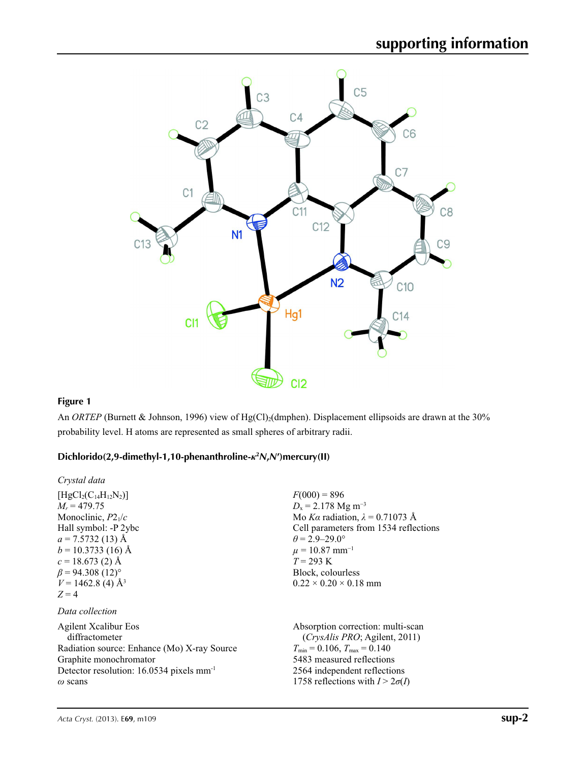**Figure 1**

An *ORTEP* (Burnett & Johnson, 1996) view of Hg(Cl)$_2$(dmphen). Displacement ellipsoids are drawn at the 30% probability level. H atoms are represented as small spheres of arbitrary radii.

### Dichlorido(2,9-dimethyl-1,10-phenanthroline-$\kappa^2N,N'$)mercury(II)

*Crystal data*

[HgCl$_2$(C$_{14}$H$_{12}$N$_2$)]
$M_r$ = 479.75
Monoclinic, $P2_1/c$
Hall symbol: -P 2ybc
$a$ = 7.5732 (13) Å
$b$ = 10.3733 (16) Å
$c$ = 18.673 (2) Å
$\beta$ = 94.308 (12)°
$V$ = 1462.8 (4) Å$^3$
$Z$ = 4
$F$(000) = 896
$D_x$ = 2.178 Mg m$^{-3}$
Mo $K\alpha$ radiation, $\lambda$ = 0.71073 Å
Cell parameters from 1534 reflections
$\theta$ = 2.9–29.0°
$\mu$ = 10.87 mm$^{-1}$
$T$ = 293 K
Block, colourless
0.22 × 0.20 × 0.18 mm

*Data collection*

Agilent Xcalibur Eos diffractometer
Radiation source: Enhance (Mo) X-ray Source
Graphite monochromator
Detector resolution: 16.0534 pixels mm$^{-1}$
$\omega$ scans
Absorption correction: multi-scan (*CrysAlis PRO*; Agilent, 2011)
$T_{min}$ = 0.106, $T_{max}$ = 0.140
5483 measured reflections
2564 independent reflections
1758 reflections with $I > 2\sigma(I)$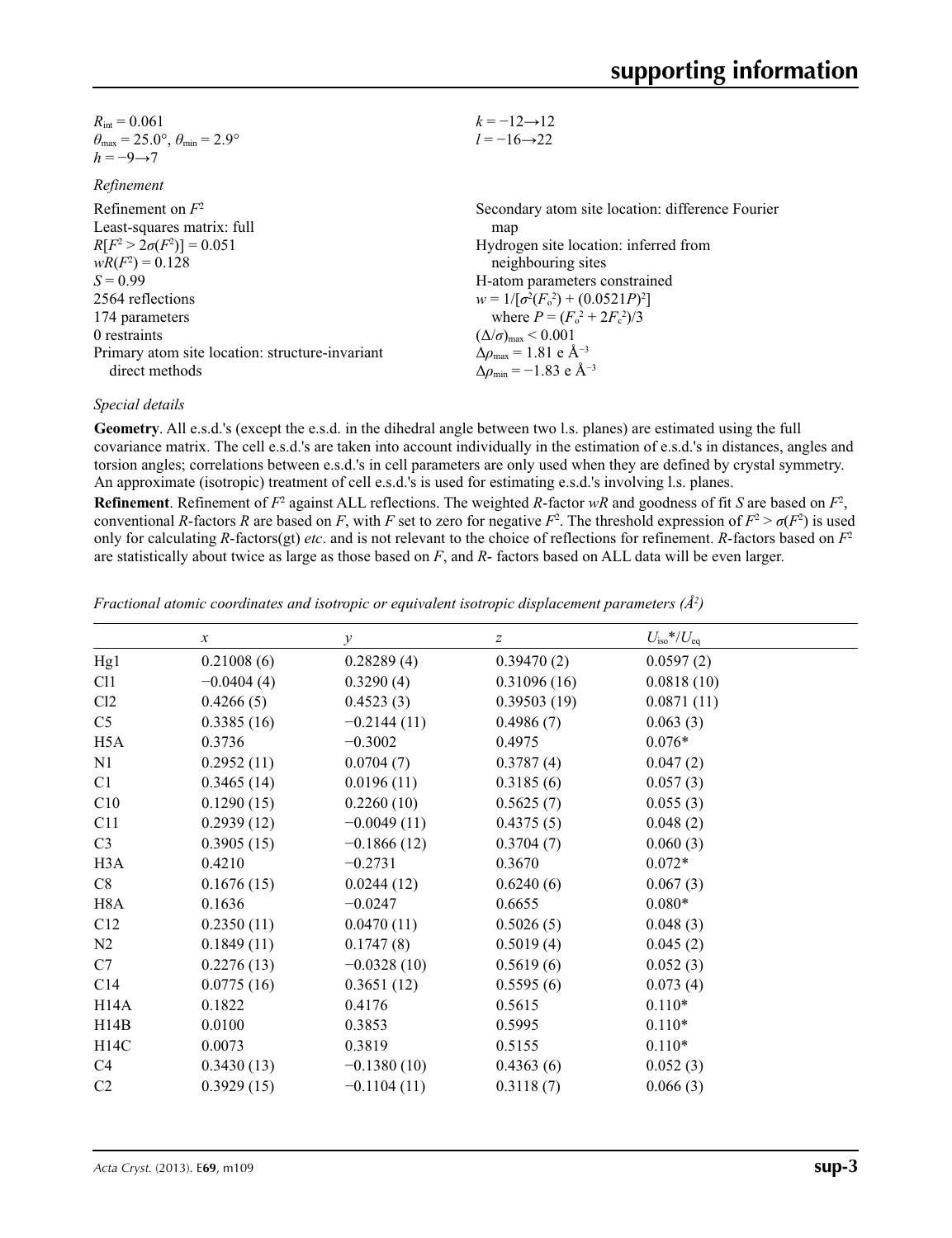$R_{\text{int}} = 0.061$
$\theta_{\text{max}} = 25.0°$, $\theta_{\text{min}} = 2.9°$
$h = -9 \rightarrow 7$
$k = -12 \rightarrow 12$
$l = -16 \rightarrow 22$

*Refinement*

Refinement on $F^2$
Least-squares matrix: full
$R[F^2 > 2\sigma(F^2)] = 0.051$
$wR(F^2) = 0.128$
$S = 0.99$
2564 reflections
174 parameters
0 restraints
Primary atom site location: structure-invariant direct methods
Secondary atom site location: difference Fourier map
Hydrogen site location: inferred from neighbouring sites
H-atom parameters constrained
$w = 1/[\sigma^2(F_o^2) + (0.0521P)^2]$
where $P = (F_o^2 + 2F_c^2)/3$
$(\Delta/\sigma)_{\text{max}} < 0.001$
$\Delta\rho_{\text{max}} = 1.81$ e Å$^{-3}$
$\Delta\rho_{\text{min}} = -1.83$ e Å$^{-3}$

*Special details*

**Geometry**. All e.s.d.'s (except the e.s.d. in the dihedral angle between two l.s. planes) are estimated using the full covariance matrix. The cell e.s.d.'s are taken into account individually in the estimation of e.s.d.'s in distances, angles and torsion angles; correlations between e.s.d.'s in cell parameters are only used when they are defined by crystal symmetry. An approximate (isotropic) treatment of cell e.s.d.'s is used for estimating e.s.d.'s involving l.s. planes.

**Refinement**. Refinement of $F^2$ against ALL reflections. The weighted $R$-factor $wR$ and goodness of fit $S$ are based on $F^2$, conventional $R$-factors $R$ are based on $F$, with $F$ set to zero for negative $F^2$. The threshold expression of $F^2 > \sigma(F^2)$ is used only for calculating $R$-factors(gt) *etc*. and is not relevant to the choice of reflections for refinement. $R$-factors based on $F^2$ are statistically about twice as large as those based on $F$, and $R$- factors based on ALL data will be even larger.

*Fractional atomic coordinates and isotropic or equivalent isotropic displacement parameters (Å$^2$)*

| | $x$ | $y$ | $z$ | $U_{\text{iso}}$*/$U_{\text{eq}}$ |
|---|---|---|---|---|
| Hg1 | 0.21008 (6) | 0.28289 (4) | 0.39470 (2) | 0.0597 (2) |
| Cl1 | −0.0404 (4) | 0.3290 (4) | 0.31096 (16) | 0.0818 (10) |
| Cl2 | 0.4266 (5) | 0.4523 (3) | 0.39503 (19) | 0.0871 (11) |
| C5 | 0.3385 (16) | −0.2144 (11) | 0.4986 (7) | 0.063 (3) |
| H5A | 0.3736 | −0.3002 | 0.4975 | 0.076* |
| N1 | 0.2952 (11) | 0.0704 (7) | 0.3787 (4) | 0.047 (2) |
| C1 | 0.3465 (14) | 0.0196 (11) | 0.3185 (6) | 0.057 (3) |
| C10 | 0.1290 (15) | 0.2260 (10) | 0.5625 (7) | 0.055 (3) |
| C11 | 0.2939 (12) | −0.0049 (11) | 0.4375 (5) | 0.048 (2) |
| C3 | 0.3905 (15) | −0.1866 (12) | 0.3704 (7) | 0.060 (3) |
| H3A | 0.4210 | −0.2731 | 0.3670 | 0.072* |
| C8 | 0.1676 (15) | 0.0244 (12) | 0.6240 (6) | 0.067 (3) |
| H8A | 0.1636 | −0.0247 | 0.6655 | 0.080* |
| C12 | 0.2350 (11) | 0.0470 (11) | 0.5026 (5) | 0.048 (3) |
| N2 | 0.1849 (11) | 0.1747 (8) | 0.5019 (4) | 0.045 (2) |
| C7 | 0.2276 (13) | −0.0328 (10) | 0.5619 (6) | 0.052 (3) |
| C14 | 0.0775 (16) | 0.3651 (12) | 0.5595 (6) | 0.073 (4) |
| H14A | 0.1822 | 0.4176 | 0.5615 | 0.110* |
| H14B | 0.0100 | 0.3853 | 0.5995 | 0.110* |
| H14C | 0.0073 | 0.3819 | 0.5155 | 0.110* |
| C4 | 0.3430 (13) | −0.1380 (10) | 0.4363 (6) | 0.052 (3) |
| C2 | 0.3929 (15) | −0.1104 (11) | 0.3118 (7) | 0.066 (3) |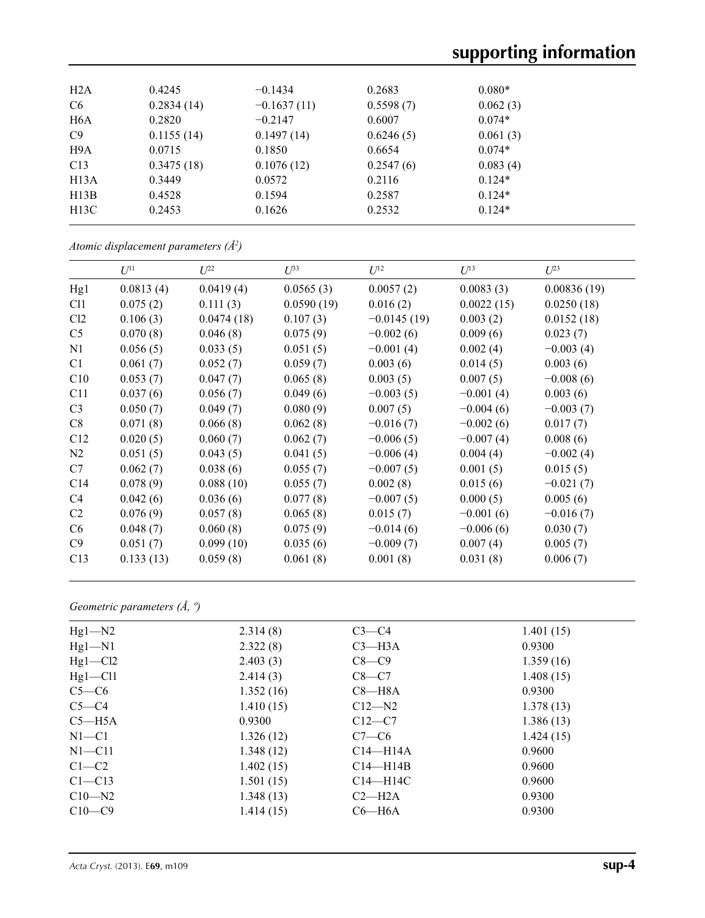| | | | | |
|---|---|---|---|---|
| H2A | 0.4245 | −0.1434 | 0.2683 | 0.080* |
| C6 | 0.2834 (14) | −0.1637 (11) | 0.5598 (7) | 0.062 (3) |
| H6A | 0.2820 | −0.2147 | 0.6007 | 0.074* |
| C9 | 0.1155 (14) | 0.1497 (14) | 0.6246 (5) | 0.061 (3) |
| H9A | 0.0715 | 0.1850 | 0.6654 | 0.074* |
| C13 | 0.3475 (18) | 0.1076 (12) | 0.2547 (6) | 0.083 (4) |
| H13A | 0.3449 | 0.0572 | 0.2116 | 0.124* |
| H13B | 0.4528 | 0.1594 | 0.2587 | 0.124* |
| H13C | 0.2453 | 0.1626 | 0.2532 | 0.124* |

*Atomic displacement parameters (Å$^2$)*

| | $U^{11}$ | $U^{22}$ | $U^{33}$ | $U^{12}$ | $U^{13}$ | $U^{23}$ |
|---|---|---|---|---|---|---|
| Hg1 | 0.0813 (4) | 0.0419 (4) | 0.0565 (3) | 0.0057 (2) | 0.0083 (3) | 0.00836 (19) |
| Cl1 | 0.075 (2) | 0.111 (3) | 0.0590 (19) | 0.016 (2) | 0.0022 (15) | 0.0250 (18) |
| Cl2 | 0.106 (3) | 0.0474 (18) | 0.107 (3) | −0.0145 (19) | 0.003 (2) | 0.0152 (18) |
| C5 | 0.070 (8) | 0.046 (8) | 0.075 (9) | −0.002 (6) | 0.009 (6) | 0.023 (7) |
| N1 | 0.056 (5) | 0.033 (5) | 0.051 (5) | −0.001 (4) | 0.002 (4) | −0.003 (4) |
| C1 | 0.061 (7) | 0.052 (7) | 0.059 (7) | 0.003 (6) | 0.014 (5) | 0.003 (6) |
| C10 | 0.053 (7) | 0.047 (7) | 0.065 (8) | 0.003 (5) | 0.007 (5) | −0.008 (6) |
| C11 | 0.037 (6) | 0.056 (7) | 0.049 (6) | −0.003 (5) | −0.001 (4) | 0.003 (6) |
| C3 | 0.050 (7) | 0.049 (7) | 0.080 (9) | 0.007 (5) | −0.004 (6) | −0.003 (7) |
| C8 | 0.071 (8) | 0.066 (8) | 0.062 (8) | −0.016 (7) | −0.002 (6) | 0.017 (7) |
| C12 | 0.020 (5) | 0.060 (7) | 0.062 (7) | −0.006 (5) | −0.007 (4) | 0.008 (6) |
| N2 | 0.051 (5) | 0.043 (5) | 0.041 (5) | −0.006 (4) | 0.004 (4) | −0.002 (4) |
| C7 | 0.062 (7) | 0.038 (6) | 0.055 (7) | −0.007 (5) | 0.001 (5) | 0.015 (5) |
| C14 | 0.078 (9) | 0.088 (10) | 0.055 (7) | 0.002 (8) | 0.015 (6) | −0.021 (7) |
| C4 | 0.042 (6) | 0.036 (6) | 0.077 (8) | −0.007 (5) | 0.000 (5) | 0.005 (6) |
| C2 | 0.076 (9) | 0.057 (8) | 0.065 (8) | 0.015 (7) | −0.001 (6) | −0.016 (7) |
| C6 | 0.048 (7) | 0.060 (8) | 0.075 (9) | −0.014 (6) | −0.006 (6) | 0.030 (7) |
| C9 | 0.051 (7) | 0.099 (10) | 0.035 (6) | −0.009 (7) | 0.007 (4) | 0.005 (7) |
| C13 | 0.133 (13) | 0.059 (8) | 0.061 (8) | 0.001 (8) | 0.031 (8) | 0.006 (7) |

*Geometric parameters (Å, º)*

| | | | |
|---|---|---|---|
| Hg1—N2 | 2.314 (8) | C3—C4 | 1.401 (15) |
| Hg1—N1 | 2.322 (8) | C3—H3A | 0.9300 |
| Hg1—Cl2 | 2.403 (3) | C8—C9 | 1.359 (16) |
| Hg1—Cl1 | 2.414 (3) | C8—C7 | 1.408 (15) |
| C5—C6 | 1.352 (16) | C8—H8A | 0.9300 |
| C5—C4 | 1.410 (15) | C12—N2 | 1.378 (13) |
| C5—H5A | 0.9300 | C12—C7 | 1.386 (13) |
| N1—C1 | 1.326 (12) | C7—C6 | 1.424 (15) |
| N1—C11 | 1.348 (12) | C14—H14A | 0.9600 |
| C1—C2 | 1.402 (15) | C14—H14B | 0.9600 |
| C1—C13 | 1.501 (15) | C14—H14C | 0.9600 |
| C10—N2 | 1.348 (13) | C2—H2A | 0.9300 |
| C10—C9 | 1.414 (15) | C6—H6A | 0.9300 |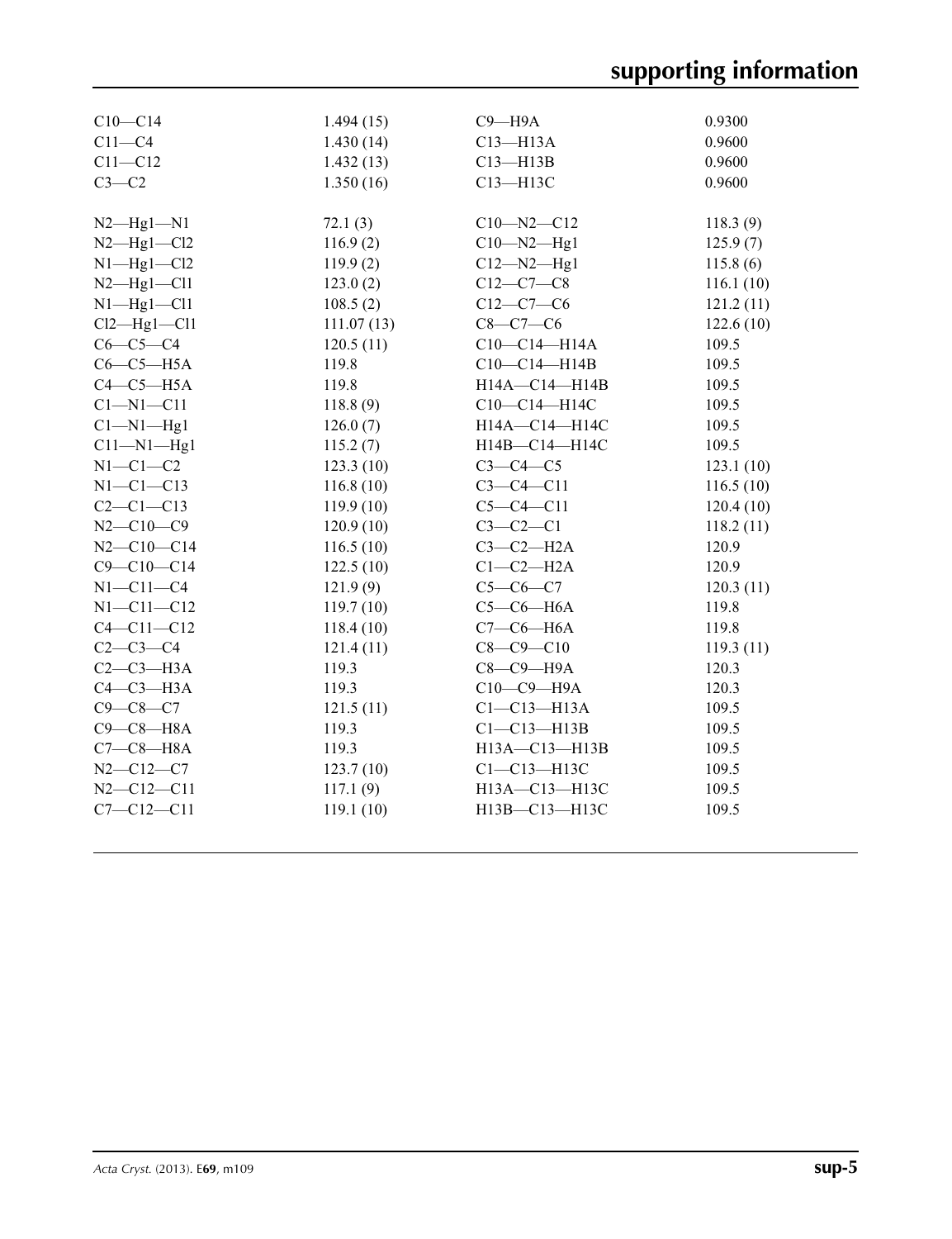| | | | |
|---|---|---|---|
| C10—C14 | 1.494 (15) | C9—H9A | 0.9300 |
| C11—C4 | 1.430 (14) | C13—H13A | 0.9600 |
| C11—C12 | 1.432 (13) | C13—H13B | 0.9600 |
| C3—C2 | 1.350 (16) | C13—H13C | 0.9600 |
| | | | |
| N2—Hg1—N1 | 72.1 (3) | C10—N2—C12 | 118.3 (9) |
| N2—Hg1—Cl2 | 116.9 (2) | C10—N2—Hg1 | 125.9 (7) |
| N1—Hg1—Cl2 | 119.9 (2) | C12—N2—Hg1 | 115.8 (6) |
| N2—Hg1—Cl1 | 123.0 (2) | C12—C7—C8 | 116.1 (10) |
| N1—Hg1—Cl1 | 108.5 (2) | C12—C7—C6 | 121.2 (11) |
| Cl2—Hg1—Cl1 | 111.07 (13) | C8—C7—C6 | 122.6 (10) |
| C6—C5—C4 | 120.5 (11) | C10—C14—H14A | 109.5 |
| C6—C5—H5A | 119.8 | C10—C14—H14B | 109.5 |
| C4—C5—H5A | 119.8 | H14A—C14—H14B | 109.5 |
| C1—N1—C11 | 118.8 (9) | C10—C14—H14C | 109.5 |
| C1—N1—Hg1 | 126.0 (7) | H14A—C14—H14C | 109.5 |
| C11—N1—Hg1 | 115.2 (7) | H14B—C14—H14C | 109.5 |
| N1—C1—C2 | 123.3 (10) | C3—C4—C5 | 123.1 (10) |
| N1—C1—C13 | 116.8 (10) | C3—C4—C11 | 116.5 (10) |
| C2—C1—C13 | 119.9 (10) | C5—C4—C11 | 120.4 (10) |
| N2—C10—C9 | 120.9 (10) | C3—C2—C1 | 118.2 (11) |
| N2—C10—C14 | 116.5 (10) | C3—C2—H2A | 120.9 |
| C9—C10—C14 | 122.5 (10) | C1—C2—H2A | 120.9 |
| N1—C11—C4 | 121.9 (9) | C5—C6—C7 | 120.3 (11) |
| N1—C11—C12 | 119.7 (10) | C5—C6—H6A | 119.8 |
| C4—C11—C12 | 118.4 (10) | C7—C6—H6A | 119.8 |
| C2—C3—C4 | 121.4 (11) | C8—C9—C10 | 119.3 (11) |
| C2—C3—H3A | 119.3 | C8—C9—H9A | 120.3 |
| C4—C3—H3A | 119.3 | C10—C9—H9A | 120.3 |
| C9—C8—C7 | 121.5 (11) | C1—C13—H13A | 109.5 |
| C9—C8—H8A | 119.3 | C1—C13—H13B | 109.5 |
| C7—C8—H8A | 119.3 | H13A—C13—H13B | 109.5 |
| N2—C12—C7 | 123.7 (10) | C1—C13—H13C | 109.5 |
| N2—C12—C11 | 117.1 (9) | H13A—C13—H13C | 109.5 |
| C7—C12—C11 | 119.1 (10) | H13B—C13—H13C | 109.5 |